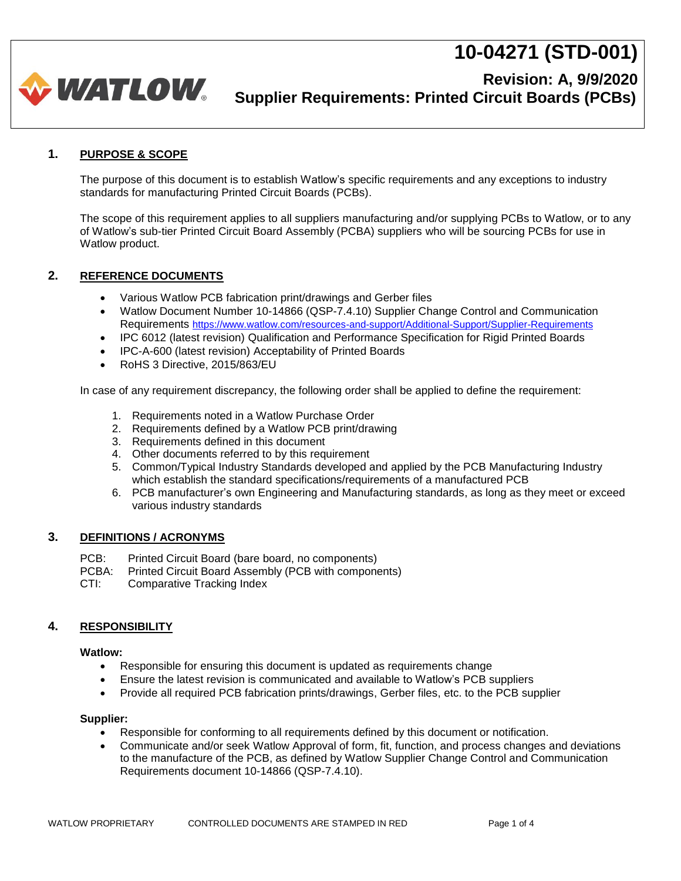# 10-04271 (STD-001)

## Revision: A, 9/9/2020

## Supplier Requirements: Printed Circuit Boards (PCBs)

### 1. PURPOSE & SCOPE

The purpose of this document is to establish Watlow's specific requirements and any exceptions to industry standards for manufacturing Printed Circuit Boards (PCBs).

The scope of this requirement applies to all suppliers manufacturing and/or supplying PCBs to Watlow, or to any of Watlow's sub-tier Printed Circuit Board Assembly (PCBA) suppliers who will be sourcing PCBs for use in Watlow product.

### 2. REFERENCE DOCUMENTS

- Various Watlow PCB fabrication print/drawings and Gerber files
- Watlow Document Number 10-14866 (QSP-7.4.10) Supplier Change Control and Communication Requirements https://www.watlow.com/resources-and-support/Additional-Support/Supplier-Requirements
- IPC 6012 (latest revision) Qualification and Performance Specification for Rigid Printed Boards
- IPC-A-600 (latest revision) Acceptability of Printed Boards
- RoHS 3 Directive, 2015/863/EU

In case of any requirement discrepancy, the following order shall be applied to define the requirement:

1. Requirements noted in a Watlow Purchase Order
2. Requirements defined by a Watlow PCB print/drawing
3. Requirements defined in this document
4. Other documents referred to by this requirement
5. Common/Typical Industry Standards developed and applied by the PCB Manufacturing Industry which establish the standard specifications/requirements of a manufactured PCB
6. PCB manufacturer's own Engineering and Manufacturing standards, as long as they meet or exceed various industry standards

### 3. DEFINITIONS / ACRONYMS

PCB: Printed Circuit Board (bare board, no components)
PCBA: Printed Circuit Board Assembly (PCB with components)
CTI: Comparative Tracking Index

### 4. RESPONSIBILITY

**Watlow:**

- Responsible for ensuring this document is updated as requirements change
- Ensure the latest revision is communicated and available to Watlow's PCB suppliers
- Provide all required PCB fabrication prints/drawings, Gerber files, etc. to the PCB supplier

**Supplier:**

- Responsible for conforming to all requirements defined by this document or notification.
- Communicate and/or seek Watlow Approval of form, fit, function, and process changes and deviations to the manufacture of the PCB, as defined by Watlow Supplier Change Control and Communication Requirements document 10-14866 (QSP-7.4.10).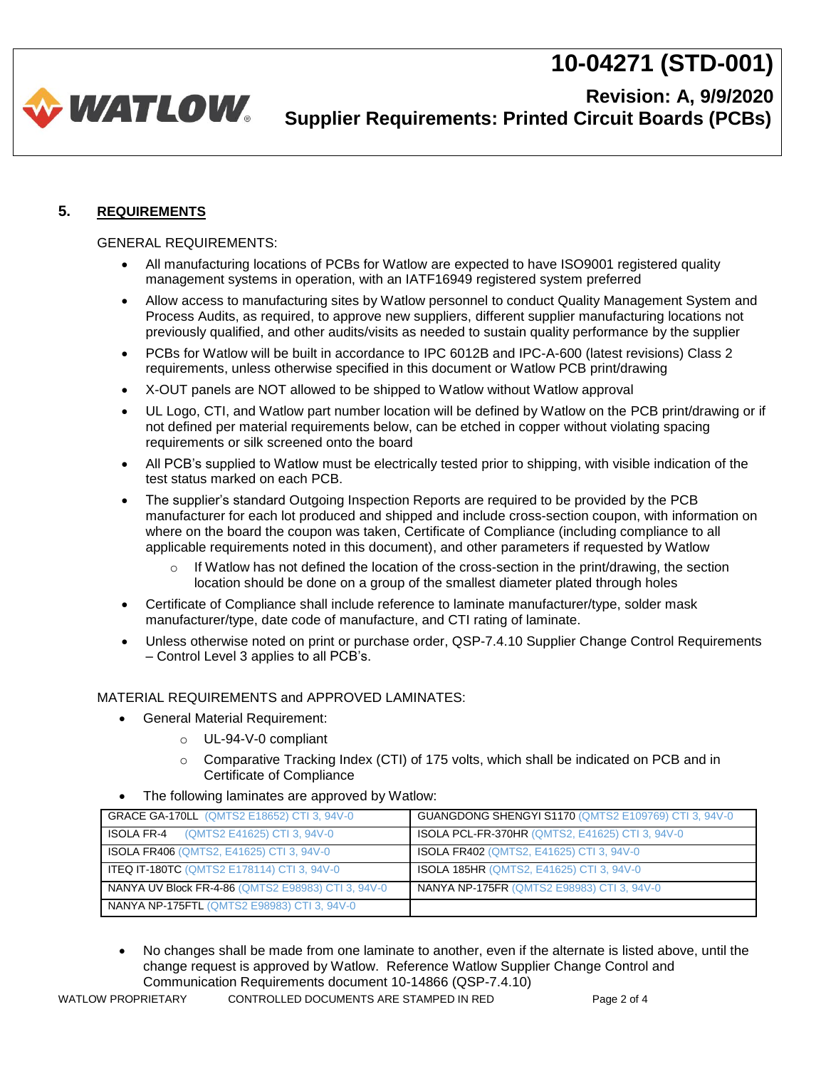## 5. REQUIREMENTS

GENERAL REQUIREMENTS:

- All manufacturing locations of PCBs for Watlow are expected to have ISO9001 registered quality management systems in operation, with an IATF16949 registered system preferred
- Allow access to manufacturing sites by Watlow personnel to conduct Quality Management System and Process Audits, as required, to approve new suppliers, different supplier manufacturing locations not previously qualified, and other audits/visits as needed to sustain quality performance by the supplier
- PCBs for Watlow will be built in accordance to IPC 6012B and IPC-A-600 (latest revisions) Class 2 requirements, unless otherwise specified in this document or Watlow PCB print/drawing
- X-OUT panels are NOT allowed to be shipped to Watlow without Watlow approval
- UL Logo, CTI, and Watlow part number location will be defined by Watlow on the PCB print/drawing or if not defined per material requirements below, can be etched in copper without violating spacing requirements or silk screened onto the board
- All PCB's supplied to Watlow must be electrically tested prior to shipping, with visible indication of the test status marked on each PCB.
- The supplier's standard Outgoing Inspection Reports are required to be provided by the PCB manufacturer for each lot produced and shipped and include cross-section coupon, with information on where on the board the coupon was taken, Certificate of Compliance (including compliance to all applicable requirements noted in this document), and other parameters if requested by Watlow
  - If Watlow has not defined the location of the cross-section in the print/drawing, the section location should be done on a group of the smallest diameter plated through holes
- Certificate of Compliance shall include reference to laminate manufacturer/type, solder mask manufacturer/type, date code of manufacture, and CTI rating of laminate.
- Unless otherwise noted on print or purchase order, QSP-7.4.10 Supplier Change Control Requirements – Control Level 3 applies to all PCB's.

MATERIAL REQUIREMENTS and APPROVED LAMINATES:

- General Material Requirement:
  - UL-94-V-0 compliant
  - Comparative Tracking Index (CTI) of 175 volts, which shall be indicated on PCB and in Certificate of Compliance
- The following laminates are approved by Watlow:

| | |
|---|---|
| GRACE GA-170LL (QMTS2 E18652) CTI 3, 94V-0 | GUANGDONG SHENGYI S1170 (QMTS2 E109769) CTI 3, 94V-0 |
| ISOLA FR-4 (QMTS2 E41625) CTI 3, 94V-0 | ISOLA PCL-FR-370HR (QMTS2, E41625) CTI 3, 94V-0 |
| ISOLA FR406 (QMTS2, E41625) CTI 3, 94V-0 | ISOLA FR402 (QMTS2, E41625) CTI 3, 94V-0 |
| ITEQ IT-180TC (QMTS2 E178114) CTI 3, 94V-0 | ISOLA 185HR (QMTS2, E41625) CTI 3, 94V-0 |
| NANYA UV Block FR-4-86 (QMTS2 E98983) CTI 3, 94V-0 | NANYA NP-175FR (QMTS2 E98983) CTI 3, 94V-0 |
| NANYA NP-175FTL (QMTS2 E98983) CTI 3, 94V-0 | |

- No changes shall be made from one laminate to another, even if the alternate is listed above, until the change request is approved by Watlow. Reference Watlow Supplier Change Control and Communication Requirements document 10-14866 (QSP-7.4.10)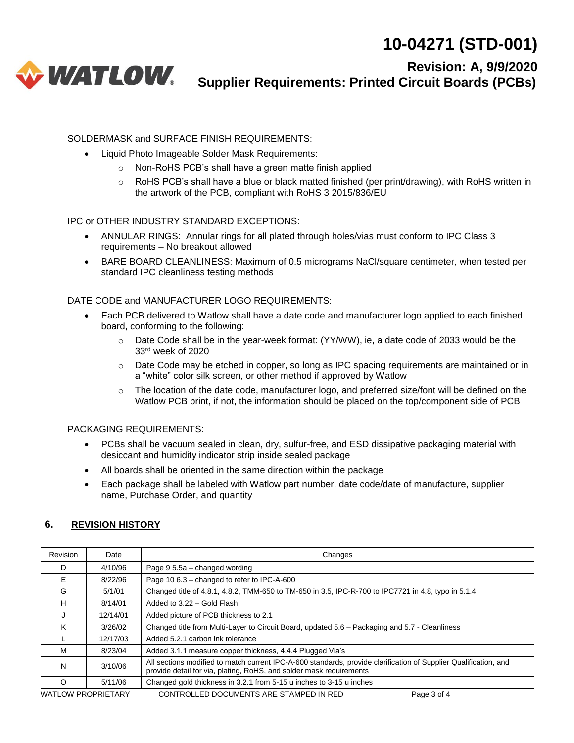SOLDERMASK and SURFACE FINISH REQUIREMENTS:

- Liquid Photo Imageable Solder Mask Requirements:
  - Non-RoHS PCB's shall have a green matte finish applied
  - RoHS PCB's shall have a blue or black matted finished (per print/drawing), with RoHS written in the artwork of the PCB, compliant with RoHS 3 2015/836/EU

IPC or OTHER INDUSTRY STANDARD EXCEPTIONS:

- ANNULAR RINGS: Annular rings for all plated through holes/vias must conform to IPC Class 3 requirements – No breakout allowed
- BARE BOARD CLEANLINESS: Maximum of 0.5 micrograms NaCl/square centimeter, when tested per standard IPC cleanliness testing methods

DATE CODE and MANUFACTURER LOGO REQUIREMENTS:

- Each PCB delivered to Watlow shall have a date code and manufacturer logo applied to each finished board, conforming to the following:
  - Date Code shall be in the year-week format: (YY/WW), ie, a date code of 2033 would be the 33rd week of 2020
  - Date Code may be etched in copper, so long as IPC spacing requirements are maintained or in a "white" color silk screen, or other method if approved by Watlow
  - The location of the date code, manufacturer logo, and preferred size/font will be defined on the Watlow PCB print, if not, the information should be placed on the top/component side of PCB

PACKAGING REQUIREMENTS:

- PCBs shall be vacuum sealed in clean, dry, sulfur-free, and ESD dissipative packaging material with desiccant and humidity indicator strip inside sealed package
- All boards shall be oriented in the same direction within the package
- Each package shall be labeled with Watlow part number, date code/date of manufacture, supplier name, Purchase Order, and quantity

## 6. REVISION HISTORY

| Revision | Date | Changes |
|---|---|---|
| D | 4/10/96 | Page 9 5.5a – changed wording |
| E | 8/22/96 | Page 10 6.3 – changed to refer to IPC-A-600 |
| G | 5/1/01 | Changed title of 4.8.1, 4.8.2, TMM-650 to TM-650 in 3.5, IPC-R-700 to IPC7721 in 4.8, typo in 5.1.4 |
| H | 8/14/01 | Added to 3.22 – Gold Flash |
| J | 12/14/01 | Added picture of PCB thickness to 2.1 |
| K | 3/26/02 | Changed title from Multi-Layer to Circuit Board, updated 5.6 – Packaging and 5.7 - Cleanliness |
| L | 12/17/03 | Added 5.2.1 carbon ink tolerance |
| M | 8/23/04 | Added 3.1.1 measure copper thickness, 4.4.4 Plugged Via's |
| N | 3/10/06 | All sections modified to match current IPC-A-600 standards, provide clarification of Supplier Qualification, and provide detail for via, plating, RoHS, and solder mask requirements |
| O | 5/11/06 | Changed gold thickness in 3.2.1 from 5-15 u inches to 3-15 u inches |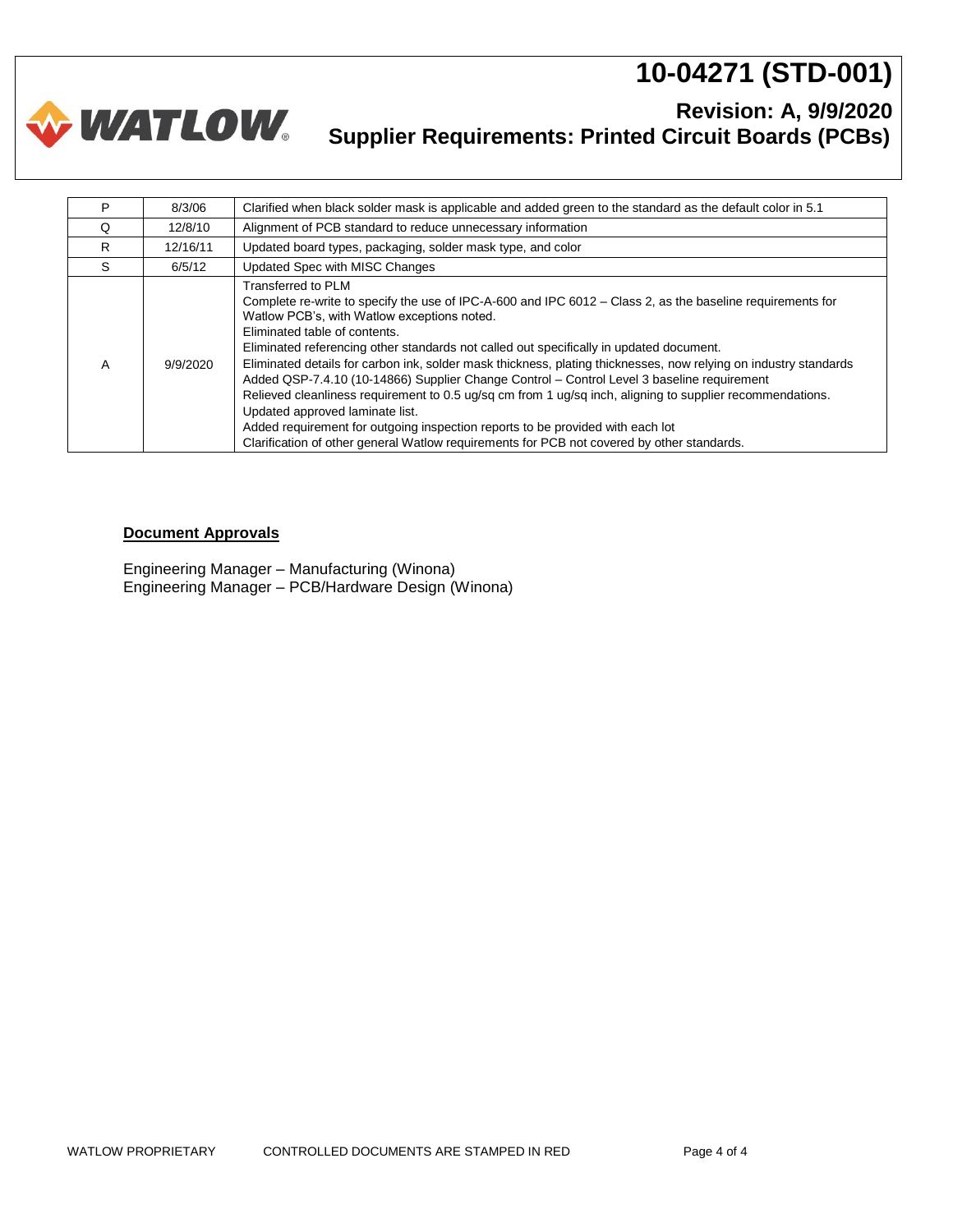| | | |
|---|---|---|
| P | 8/3/06 | Clarified when black solder mask is applicable and added green to the standard as the default color in 5.1 |
| Q | 12/8/10 | Alignment of PCB standard to reduce unnecessary information |
| R | 12/16/11 | Updated board types, packaging, solder mask type, and color |
| S | 6/5/12 | Updated Spec with MISC Changes |
| A | 9/9/2020 | Transferred to PLM<br>Complete re-write to specify the use of IPC-A-600 and IPC 6012 – Class 2, as the baseline requirements for Watlow PCB's, with Watlow exceptions noted.<br>Eliminated table of contents.<br>Eliminated referencing other standards not called out specifically in updated document.<br>Eliminated details for carbon ink, solder mask thickness, plating thicknesses, now relying on industry standards<br>Added QSP-7.4.10 (10-14866) Supplier Change Control – Control Level 3 baseline requirement<br>Relieved cleanliness requirement to 0.5 ug/sq cm from 1 ug/sq inch, aligning to supplier recommendations.<br>Updated approved laminate list.<br>Added requirement for outgoing inspection reports to be provided with each lot<br>Clarification of other general Watlow requirements for PCB not covered by other standards. |

**Document Approvals**

Engineering Manager – Manufacturing (Winona)
Engineering Manager – PCB/Hardware Design (Winona)